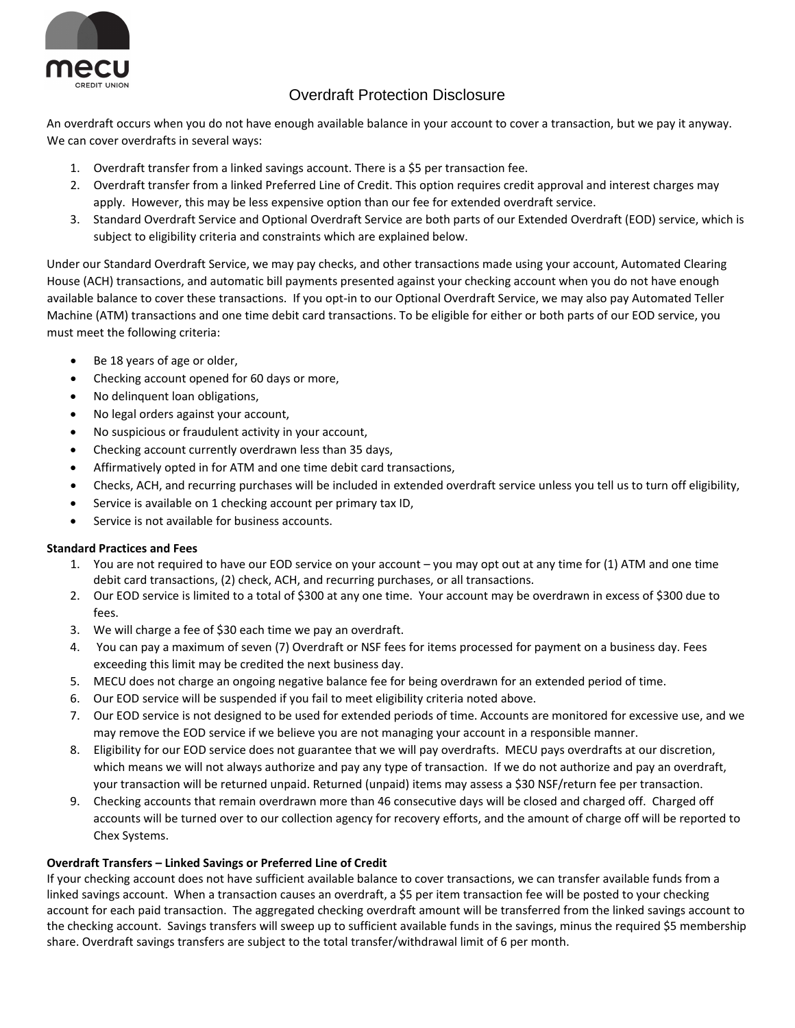# Overdraft Protection Disclosure

An overdraft occurs when you do not have enough available balance in your account to cover a transaction, but we pay it anyway. We can cover overdrafts in several ways:

1. Overdraft transfer from a linked savings account. There is a $5 per transaction fee.
2. Overdraft transfer from a linked Preferred Line of Credit. This option requires credit approval and interest charges may apply. However, this may be less expensive option than our fee for extended overdraft service.
3. Standard Overdraft Service and Optional Overdraft Service are both parts of our Extended Overdraft (EOD) service, which is subject to eligibility criteria and constraints which are explained below.

Under our Standard Overdraft Service, we may pay checks, and other transactions made using your account, Automated Clearing House (ACH) transactions, and automatic bill payments presented against your checking account when you do not have enough available balance to cover these transactions. If you opt-in to our Optional Overdraft Service, we may also pay Automated Teller Machine (ATM) transactions and one time debit card transactions. To be eligible for either or both parts of our EOD service, you must meet the following criteria:

- Be 18 years of age or older,
- Checking account opened for 60 days or more,
- No delinquent loan obligations,
- No legal orders against your account,
- No suspicious or fraudulent activity in your account,
- Checking account currently overdrawn less than 35 days,
- Affirmatively opted in for ATM and one time debit card transactions,
- Checks, ACH, and recurring purchases will be included in extended overdraft service unless you tell us to turn off eligibility,
- Service is available on 1 checking account per primary tax ID,
- Service is not available for business accounts.

**Standard Practices and Fees**

1. You are not required to have our EOD service on your account – you may opt out at any time for (1) ATM and one time debit card transactions, (2) check, ACH, and recurring purchases, or all transactions.
2. Our EOD service is limited to a total of $300 at any one time. Your account may be overdrawn in excess of $300 due to fees.
3. We will charge a fee of $30 each time we pay an overdraft.
4. You can pay a maximum of seven (7) Overdraft or NSF fees for items processed for payment on a business day. Fees exceeding this limit may be credited the next business day.
5. MECU does not charge an ongoing negative balance fee for being overdrawn for an extended period of time.
6. Our EOD service will be suspended if you fail to meet eligibility criteria noted above.
7. Our EOD service is not designed to be used for extended periods of time. Accounts are monitored for excessive use, and we may remove the EOD service if we believe you are not managing your account in a responsible manner.
8. Eligibility for our EOD service does not guarantee that we will pay overdrafts. MECU pays overdrafts at our discretion, which means we will not always authorize and pay any type of transaction. If we do not authorize and pay an overdraft, your transaction will be returned unpaid. Returned (unpaid) items may assess a $30 NSF/return fee per transaction.
9. Checking accounts that remain overdrawn more than 46 consecutive days will be closed and charged off. Charged off accounts will be turned over to our collection agency for recovery efforts, and the amount of charge off will be reported to Chex Systems.

**Overdraft Transfers – Linked Savings or Preferred Line of Credit**

If your checking account does not have sufficient available balance to cover transactions, we can transfer available funds from a linked savings account. When a transaction causes an overdraft, a $5 per item transaction fee will be posted to your checking account for each paid transaction. The aggregated checking overdraft amount will be transferred from the linked savings account to the checking account. Savings transfers will sweep up to sufficient available funds in the savings, minus the required $5 membership share. Overdraft savings transfers are subject to the total transfer/withdrawal limit of 6 per month.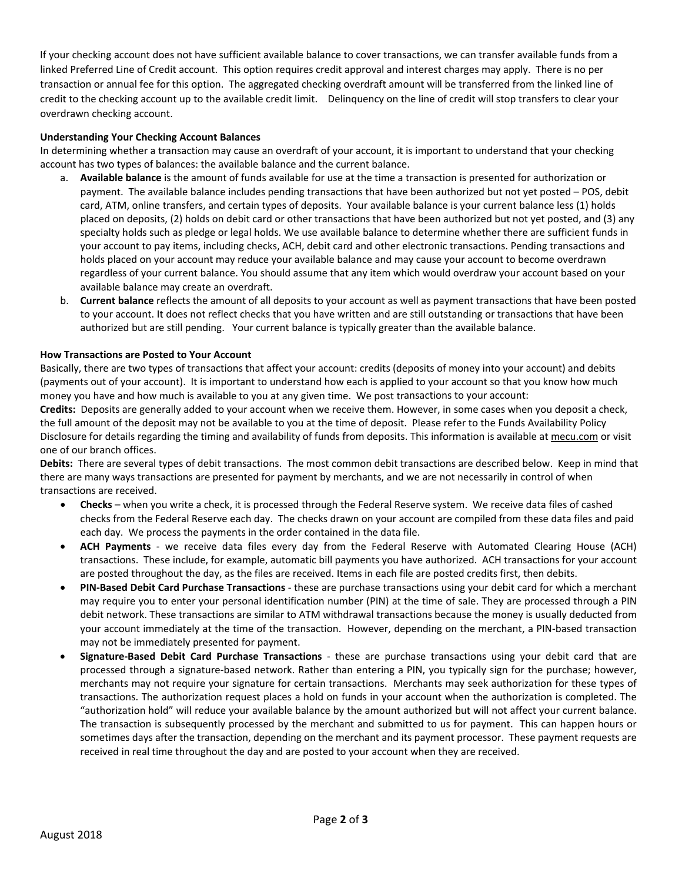If your checking account does not have sufficient available balance to cover transactions, we can transfer available funds from a linked Preferred Line of Credit account. This option requires credit approval and interest charges may apply. There is no per transaction or annual fee for this option. The aggregated checking overdraft amount will be transferred from the linked line of credit to the checking account up to the available credit limit. Delinquency on the line of credit will stop transfers to clear your overdrawn checking account.

**Understanding Your Checking Account Balances**

In determining whether a transaction may cause an overdraft of your account, it is important to understand that your checking account has two types of balances: the available balance and the current balance.

a. **Available balance** is the amount of funds available for use at the time a transaction is presented for authorization or payment. The available balance includes pending transactions that have been authorized but not yet posted – POS, debit card, ATM, online transfers, and certain types of deposits. Your available balance is your current balance less (1) holds placed on deposits, (2) holds on debit card or other transactions that have been authorized but not yet posted, and (3) any specialty holds such as pledge or legal holds. We use available balance to determine whether there are sufficient funds in your account to pay items, including checks, ACH, debit card and other electronic transactions. Pending transactions and holds placed on your account may reduce your available balance and may cause your account to become overdrawn regardless of your current balance. You should assume that any item which would overdraw your account based on your available balance may create an overdraft.
b. **Current balance** reflects the amount of all deposits to your account as well as payment transactions that have been posted to your account. It does not reflect checks that you have written and are still outstanding or transactions that have been authorized but are still pending. Your current balance is typically greater than the available balance.

**How Transactions are Posted to Your Account**

Basically, there are two types of transactions that affect your account: credits (deposits of money into your account) and debits (payments out of your account). It is important to understand how each is applied to your account so that you know how much money you have and how much is available to you at any given time. We post transactions to your account:

**Credits:** Deposits are generally added to your account when we receive them. However, in some cases when you deposit a check, the full amount of the deposit may not be available to you at the time of deposit. Please refer to the Funds Availability Policy Disclosure for details regarding the timing and availability of funds from deposits. This information is available at mecu.com or visit one of our branch offices.

**Debits:** There are several types of debit transactions. The most common debit transactions are described below. Keep in mind that there are many ways transactions are presented for payment by merchants, and we are not necessarily in control of when transactions are received.

- **Checks** – when you write a check, it is processed through the Federal Reserve system. We receive data files of cashed checks from the Federal Reserve each day. The checks drawn on your account are compiled from these data files and paid each day. We process the payments in the order contained in the data file.
- **ACH Payments** - we receive data files every day from the Federal Reserve with Automated Clearing House (ACH) transactions. These include, for example, automatic bill payments you have authorized. ACH transactions for your account are posted throughout the day, as the files are received. Items in each file are posted credits first, then debits.
- **PIN-Based Debit Card Purchase Transactions** - these are purchase transactions using your debit card for which a merchant may require you to enter your personal identification number (PIN) at the time of sale. They are processed through a PIN debit network. These transactions are similar to ATM withdrawal transactions because the money is usually deducted from your account immediately at the time of the transaction. However, depending on the merchant, a PIN-based transaction may not be immediately presented for payment.
- **Signature-Based Debit Card Purchase Transactions** - these are purchase transactions using your debit card that are processed through a signature-based network. Rather than entering a PIN, you typically sign for the purchase; however, merchants may not require your signature for certain transactions. Merchants may seek authorization for these types of transactions. The authorization request places a hold on funds in your account when the authorization is completed. The "authorization hold" will reduce your available balance by the amount authorized but will not affect your current balance. The transaction is subsequently processed by the merchant and submitted to us for payment. This can happen hours or sometimes days after the transaction, depending on the merchant and its payment processor. These payment requests are received in real time throughout the day and are posted to your account when they are received.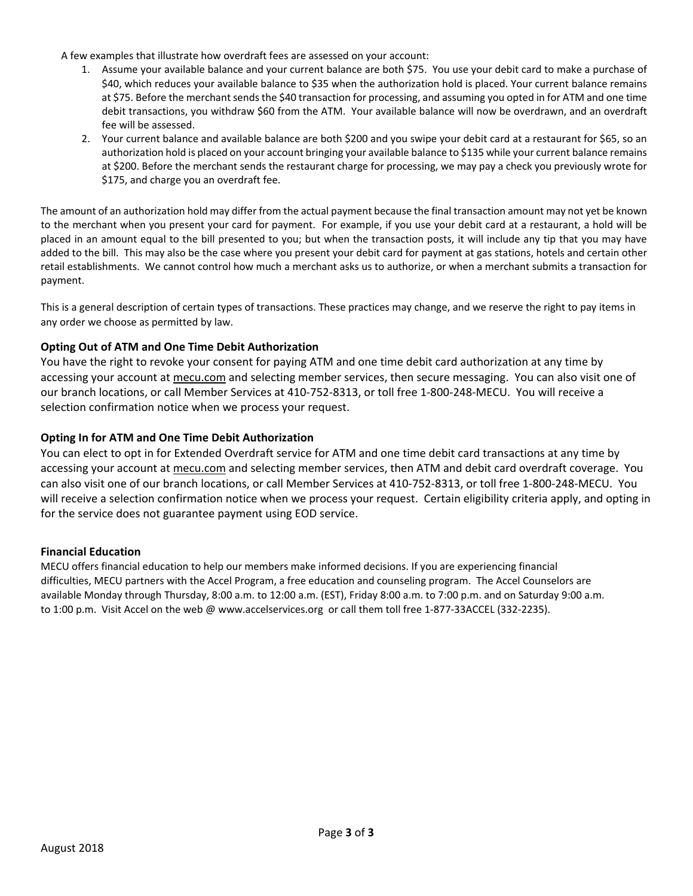A few examples that illustrate how overdraft fees are assessed on your account:

1. Assume your available balance and your current balance are both $75. You use your debit card to make a purchase of $40, which reduces your available balance to $35 when the authorization hold is placed. Your current balance remains at $75. Before the merchant sends the $40 transaction for processing, and assuming you opted in for ATM and one time debit transactions, you withdraw $60 from the ATM. Your available balance will now be overdrawn, and an overdraft fee will be assessed.
2. Your current balance and available balance are both $200 and you swipe your debit card at a restaurant for $65, so an authorization hold is placed on your account bringing your available balance to $135 while your current balance remains at $200. Before the merchant sends the restaurant charge for processing, we may pay a check you previously wrote for $175, and charge you an overdraft fee.

The amount of an authorization hold may differ from the actual payment because the final transaction amount may not yet be known to the merchant when you present your card for payment. For example, if you use your debit card at a restaurant, a hold will be placed in an amount equal to the bill presented to you; but when the transaction posts, it will include any tip that you may have added to the bill. This may also be the case where you present your debit card for payment at gas stations, hotels and certain other retail establishments. We cannot control how much a merchant asks us to authorize, or when a merchant submits a transaction for payment.

This is a general description of certain types of transactions. These practices may change, and we reserve the right to pay items in any order we choose as permitted by law.

### Opting Out of ATM and One Time Debit Authorization

You have the right to revoke your consent for paying ATM and one time debit card authorization at any time by accessing your account at mecu.com and selecting member services, then secure messaging. You can also visit one of our branch locations, or call Member Services at 410-752-8313, or toll free 1-800-248-MECU. You will receive a selection confirmation notice when we process your request.

### Opting In for ATM and One Time Debit Authorization

You can elect to opt in for Extended Overdraft service for ATM and one time debit card transactions at any time by accessing your account at mecu.com and selecting member services, then ATM and debit card overdraft coverage. You can also visit one of our branch locations, or call Member Services at 410-752-8313, or toll free 1-800-248-MECU. You will receive a selection confirmation notice when we process your request. Certain eligibility criteria apply, and opting in for the service does not guarantee payment using EOD service.

### Financial Education

MECU offers financial education to help our members make informed decisions. If you are experiencing financial difficulties, MECU partners with the Accel Program, a free education and counseling program. The Accel Counselors are available Monday through Thursday, 8:00 a.m. to 12:00 a.m. (EST), Friday 8:00 a.m. to 7:00 p.m. and on Saturday 9:00 a.m. to 1:00 p.m. Visit Accel on the web @ www.accelservices.org or call them toll free 1-877-33ACCEL (332-2235).

August 2018